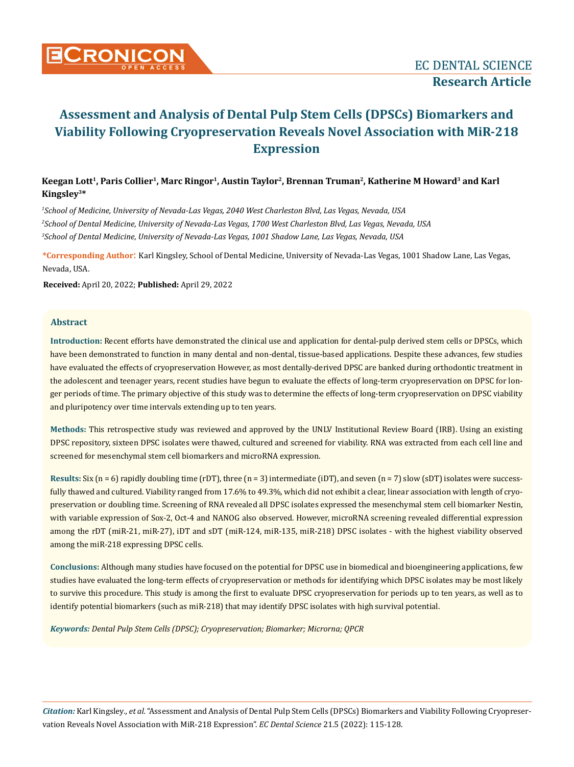# Assessment and Analysis of Dental Pulp Stem Cells (DPSCs) Biomarkers and Viability Following Cryopreservation Reveals Novel Association with MiR-218 Expression

**Keegan Lott[1], Paris Collier[1], Marc Ringor[1], Austin Taylor[2], Brennan Truman[2], Katherine M Howard[3] and Karl Kingsley[3]***

[1]*School of Medicine, University of Nevada-Las Vegas, 2040 West Charleston Blvd, Las Vegas, Nevada, USA*

[2]*School of Dental Medicine, University of Nevada-Las Vegas, 1700 West Charleston Blvd, Las Vegas, Nevada, USA*

[3]*School of Dental Medicine, University of Nevada-Las Vegas, 1001 Shadow Lane, Las Vegas, Nevada, USA*

**\*Corresponding Author:** Karl Kingsley, School of Dental Medicine, University of Nevada-Las Vegas, 1001 Shadow Lane, Las Vegas, Nevada, USA.

**Received:** April 20, 2022; **Published:** April 29, 2022

## Abstract

**Introduction:** Recent efforts have demonstrated the clinical use and application for dental-pulp derived stem cells or DPSCs, which have been demonstrated to function in many dental and non-dental, tissue-based applications. Despite these advances, few studies have evaluated the effects of cryopreservation However, as most dentally-derived DPSC are banked during orthodontic treatment in the adolescent and teenager years, recent studies have begun to evaluate the effects of long-term cryopreservation on DPSC for longer periods of time. The primary objective of this study was to determine the effects of long-term cryopreservation on DPSC viability and pluripotency over time intervals extending up to ten years.

**Methods:** This retrospective study was reviewed and approved by the UNLV Institutional Review Board (IRB). Using an existing DPSC repository, sixteen DPSC isolates were thawed, cultured and screened for viability. RNA was extracted from each cell line and screened for mesenchymal stem cell biomarkers and microRNA expression.

**Results:** Six (n = 6) rapidly doubling time (rDT), three (n = 3) intermediate (iDT), and seven (n = 7) slow (sDT) isolates were successfully thawed and cultured. Viability ranged from 17.6% to 49.3%, which did not exhibit a clear, linear association with length of cryopreservation or doubling time. Screening of RNA revealed all DPSC isolates expressed the mesenchymal stem cell biomarker Nestin, with variable expression of Sox-2, Oct-4 and NANOG also observed. However, microRNA screening revealed differential expression among the rDT (miR-21, miR-27), iDT and sDT (miR-124, miR-135, miR-218) DPSC isolates - with the highest viability observed among the miR-218 expressing DPSC cells.

**Conclusions:** Although many studies have focused on the potential for DPSC use in biomedical and bioengineering applications, few studies have evaluated the long-term effects of cryopreservation or methods for identifying which DPSC isolates may be most likely to survive this procedure. This study is among the first to evaluate DPSC cryopreservation for periods up to ten years, as well as to identify potential biomarkers (such as miR-218) that may identify DPSC isolates with high survival potential.

***Keywords:*** *Dental Pulp Stem Cells (DPSC); Cryopreservation; Biomarker; Microrna; QPCR*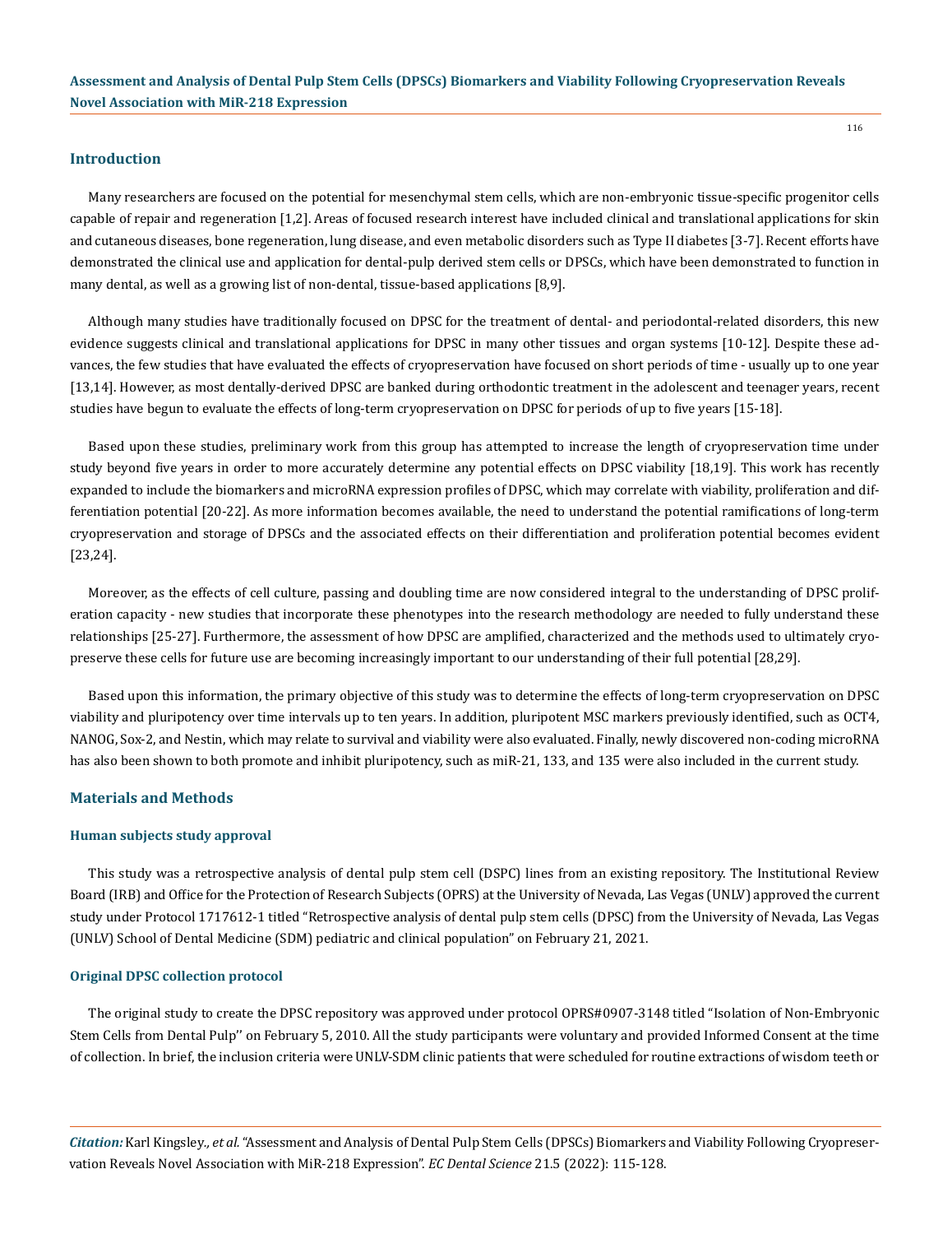## Introduction

Many researchers are focused on the potential for mesenchymal stem cells, which are non-embryonic tissue-specific progenitor cells capable of repair and regeneration [1,2]. Areas of focused research interest have included clinical and translational applications for skin and cutaneous diseases, bone regeneration, lung disease, and even metabolic disorders such as Type II diabetes [3-7]. Recent efforts have demonstrated the clinical use and application for dental-pulp derived stem cells or DPSCs, which have been demonstrated to function in many dental, as well as a growing list of non-dental, tissue-based applications [8,9].

Although many studies have traditionally focused on DPSC for the treatment of dental- and periodontal-related disorders, this new evidence suggests clinical and translational applications for DPSC in many other tissues and organ systems [10-12]. Despite these advances, the few studies that have evaluated the effects of cryopreservation have focused on short periods of time - usually up to one year [13,14]. However, as most dentally-derived DPSC are banked during orthodontic treatment in the adolescent and teenager years, recent studies have begun to evaluate the effects of long-term cryopreservation on DPSC for periods of up to five years [15-18].

Based upon these studies, preliminary work from this group has attempted to increase the length of cryopreservation time under study beyond five years in order to more accurately determine any potential effects on DPSC viability [18,19]. This work has recently expanded to include the biomarkers and microRNA expression profiles of DPSC, which may correlate with viability, proliferation and differentiation potential [20-22]. As more information becomes available, the need to understand the potential ramifications of long-term cryopreservation and storage of DPSCs and the associated effects on their differentiation and proliferation potential becomes evident [23,24].

Moreover, as the effects of cell culture, passing and doubling time are now considered integral to the understanding of DPSC proliferation capacity - new studies that incorporate these phenotypes into the research methodology are needed to fully understand these relationships [25-27]. Furthermore, the assessment of how DPSC are amplified, characterized and the methods used to ultimately cryopreserve these cells for future use are becoming increasingly important to our understanding of their full potential [28,29].

Based upon this information, the primary objective of this study was to determine the effects of long-term cryopreservation on DPSC viability and pluripotency over time intervals up to ten years. In addition, pluripotent MSC markers previously identified, such as OCT4, NANOG, Sox-2, and Nestin, which may relate to survival and viability were also evaluated. Finally, newly discovered non-coding microRNA has also been shown to both promote and inhibit pluripotency, such as miR-21, 133, and 135 were also included in the current study.

## Materials and Methods

### Human subjects study approval

This study was a retrospective analysis of dental pulp stem cell (DSPC) lines from an existing repository. The Institutional Review Board (IRB) and Office for the Protection of Research Subjects (OPRS) at the University of Nevada, Las Vegas (UNLV) approved the current study under Protocol 1717612-1 titled "Retrospective analysis of dental pulp stem cells (DPSC) from the University of Nevada, Las Vegas (UNLV) School of Dental Medicine (SDM) pediatric and clinical population" on February 21, 2021.

### Original DPSC collection protocol

The original study to create the DPSC repository was approved under protocol OPRS#0907-3148 titled "Isolation of Non-Embryonic Stem Cells from Dental Pulp'' on February 5, 2010. All the study participants were voluntary and provided Informed Consent at the time of collection. In brief, the inclusion criteria were UNLV-SDM clinic patients that were scheduled for routine extractions of wisdom teeth or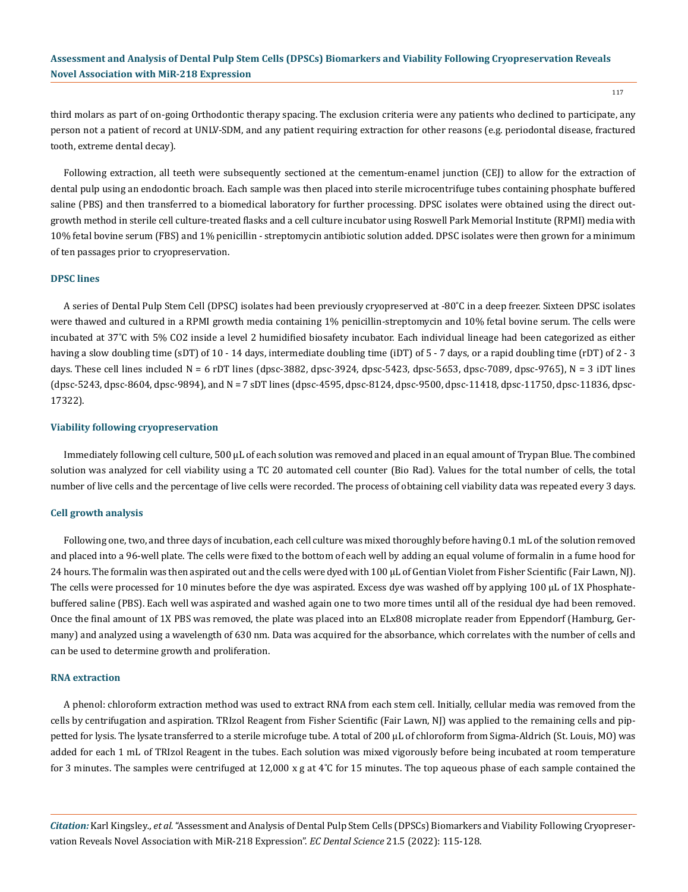third molars as part of on-going Orthodontic therapy spacing. The exclusion criteria were any patients who declined to participate, any person not a patient of record at UNLV-SDM, and any patient requiring extraction for other reasons (e.g. periodontal disease, fractured tooth, extreme dental decay).

Following extraction, all teeth were subsequently sectioned at the cementum-enamel junction (CEJ) to allow for the extraction of dental pulp using an endodontic broach. Each sample was then placed into sterile microcentrifuge tubes containing phosphate buffered saline (PBS) and then transferred to a biomedical laboratory for further processing. DPSC isolates were obtained using the direct outgrowth method in sterile cell culture-treated flasks and a cell culture incubator using Roswell Park Memorial Institute (RPMI) media with 10% fetal bovine serum (FBS) and 1% penicillin - streptomycin antibiotic solution added. DPSC isolates were then grown for a minimum of ten passages prior to cryopreservation.

### DPSC lines

A series of Dental Pulp Stem Cell (DPSC) isolates had been previously cryopreserved at -80˚C in a deep freezer. Sixteen DPSC isolates were thawed and cultured in a RPMI growth media containing 1% penicillin-streptomycin and 10% fetal bovine serum. The cells were incubated at 37˚C with 5% $CO_2$ inside a level 2 humidified biosafety incubator. Each individual lineage had been categorized as either having a slow doubling time (sDT) of 10 - 14 days, intermediate doubling time (iDT) of 5 - 7 days, or a rapid doubling time (rDT) of 2 - 3 days. These cell lines included N = 6 rDT lines (dpsc-3882, dpsc-3924, dpsc-5423, dpsc-5653, dpsc-7089, dpsc-9765), N = 3 iDT lines (dpsc-5243, dpsc-8604, dpsc-9894), and N = 7 sDT lines (dpsc-4595, dpsc-8124, dpsc-9500, dpsc-11418, dpsc-11750, dpsc-11836, dpsc-17322).

### Viability following cryopreservation

Immediately following cell culture, 500 µL of each solution was removed and placed in an equal amount of Trypan Blue. The combined solution was analyzed for cell viability using a TC 20 automated cell counter (Bio Rad). Values for the total number of cells, the total number of live cells and the percentage of live cells were recorded. The process of obtaining cell viability data was repeated every 3 days.

### Cell growth analysis

Following one, two, and three days of incubation, each cell culture was mixed thoroughly before having 0.1 mL of the solution removed and placed into a 96-well plate. The cells were fixed to the bottom of each well by adding an equal volume of formalin in a fume hood for 24 hours. The formalin was then aspirated out and the cells were dyed with 100 µL of Gentian Violet from Fisher Scientific (Fair Lawn, NJ). The cells were processed for 10 minutes before the dye was aspirated. Excess dye was washed off by applying 100 µL of 1X Phosphate-buffered saline (PBS). Each well was aspirated and washed again one to two more times until all of the residual dye had been removed. Once the final amount of 1X PBS was removed, the plate was placed into an ELx808 microplate reader from Eppendorf (Hamburg, Germany) and analyzed using a wavelength of 630 nm. Data was acquired for the absorbance, which correlates with the number of cells and can be used to determine growth and proliferation.

### RNA extraction

A phenol: chloroform extraction method was used to extract RNA from each stem cell. Initially, cellular media was removed from the cells by centrifugation and aspiration. TRIzol Reagent from Fisher Scientific (Fair Lawn, NJ) was applied to the remaining cells and pippetted for lysis. The lysate transferred to a sterile microfuge tube. A total of 200 µL of chloroform from Sigma-Aldrich (St. Louis, MO) was added for each 1 mL of TRIzol Reagent in the tubes. Each solution was mixed vigorously before being incubated at room temperature for 3 minutes. The samples were centrifuged at 12,000 x g at 4˚C for 15 minutes. The top aqueous phase of each sample contained the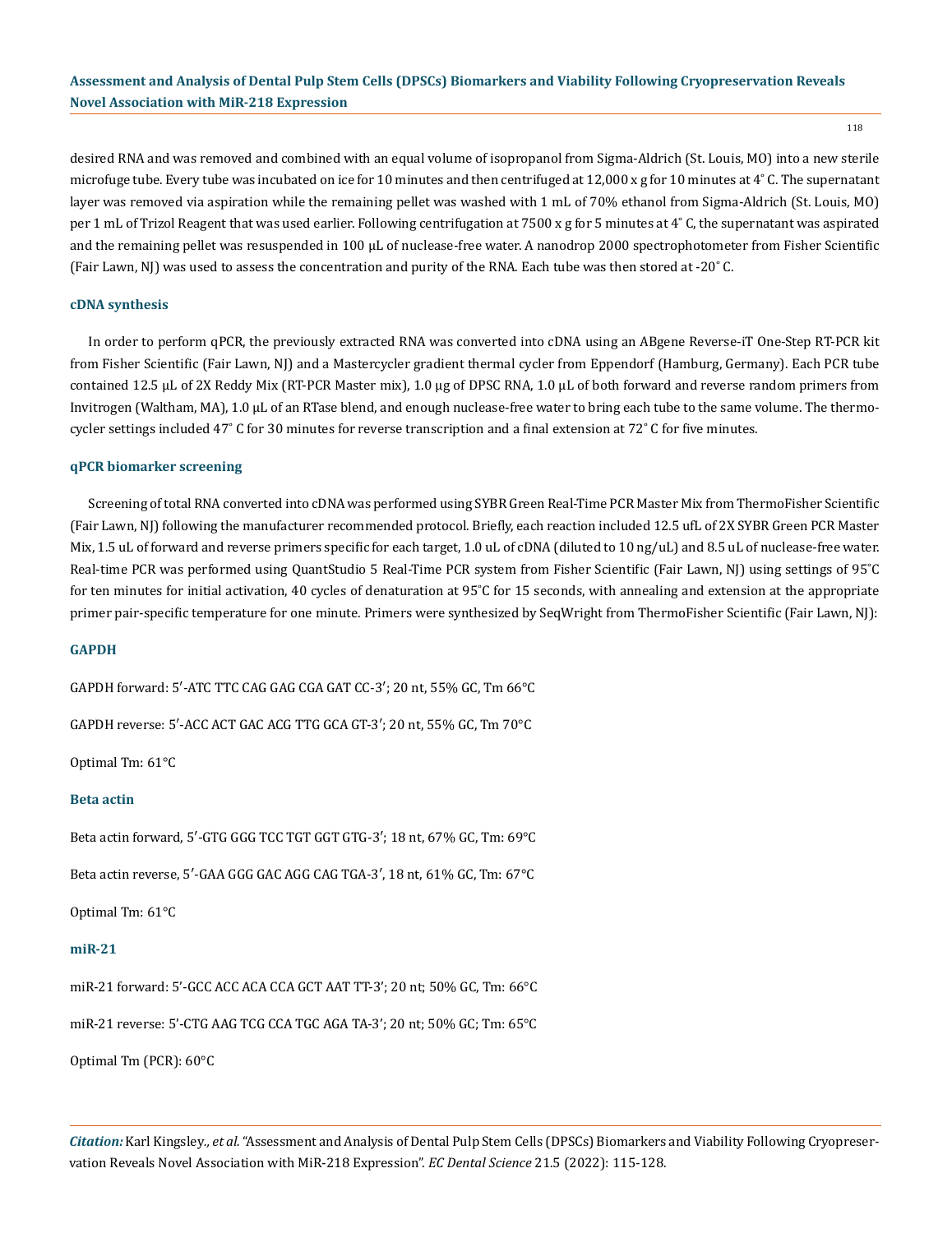desired RNA and was removed and combined with an equal volume of isopropanol from Sigma-Aldrich (St. Louis, MO) into a new sterile microfuge tube. Every tube was incubated on ice for 10 minutes and then centrifuged at 12,000 x g for 10 minutes at 4˚ C. The supernatant layer was removed via aspiration while the remaining pellet was washed with 1 mL of 70% ethanol from Sigma-Aldrich (St. Louis, MO) per 1 mL of Trizol Reagent that was used earlier. Following centrifugation at 7500 x g for 5 minutes at 4˚ C, the supernatant was aspirated and the remaining pellet was resuspended in 100 µL of nuclease-free water. A nanodrop 2000 spectrophotometer from Fisher Scientific (Fair Lawn, NJ) was used to assess the concentration and purity of the RNA. Each tube was then stored at -20˚ C.

### cDNA synthesis

In order to perform qPCR, the previously extracted RNA was converted into cDNA using an ABgene Reverse-iT One-Step RT-PCR kit from Fisher Scientific (Fair Lawn, NJ) and a Mastercycler gradient thermal cycler from Eppendorf (Hamburg, Germany). Each PCR tube contained 12.5 µL of 2X Reddy Mix (RT-PCR Master mix), 1.0 µg of DPSC RNA, 1.0 µL of both forward and reverse random primers from Invitrogen (Waltham, MA), 1.0 µL of an RTase blend, and enough nuclease-free water to bring each tube to the same volume. The thermocycler settings included 47˚ C for 30 minutes for reverse transcription and a final extension at 72˚ C for five minutes.

### qPCR biomarker screening

Screening of total RNA converted into cDNA was performed using SYBR Green Real-Time PCR Master Mix from ThermoFisher Scientific (Fair Lawn, NJ) following the manufacturer recommended protocol. Briefly, each reaction included 12.5 ufL of 2X SYBR Green PCR Master Mix, 1.5 uL of forward and reverse primers specific for each target, 1.0 uL of cDNA (diluted to 10 ng/uL) and 8.5 uL of nuclease-free water. Real-time PCR was performed using QuantStudio 5 Real-Time PCR system from Fisher Scientific (Fair Lawn, NJ) using settings of 95˚C for ten minutes for initial activation, 40 cycles of denaturation at 95˚C for 15 seconds, with annealing and extension at the appropriate primer pair-specific temperature for one minute. Primers were synthesized by SeqWright from ThermoFisher Scientific (Fair Lawn, NJ):

#### GAPDH

GAPDH forward: 5′-ATC TTC CAG GAG CGA GAT CC-3′; 20 nt, 55% GC, Tm 66°C

GAPDH reverse: 5′-ACC ACT GAC ACG TTG GCA GT-3′; 20 nt, 55% GC, Tm 70°C

Optimal Tm: 61°C

#### Beta actin

Beta actin forward, 5′-GTG GGG TCC TGT GGT GTG-3′; 18 nt, 67% GC, Tm: 69°C

Beta actin reverse, 5′-GAA GGG GAC AGG CAG TGA-3′, 18 nt, 61% GC, Tm: 67°C

Optimal Tm: 61°C

#### miR-21

miR-21 forward: 5′-GCC ACC ACA CCA GCT AAT TT-3′; 20 nt; 50% GC, Tm: 66°C

miR-21 reverse: 5′-CTG AAG TCG CCA TGC AGA TA-3′; 20 nt; 50% GC; Tm: 65°C

Optimal Tm (PCR): 60°C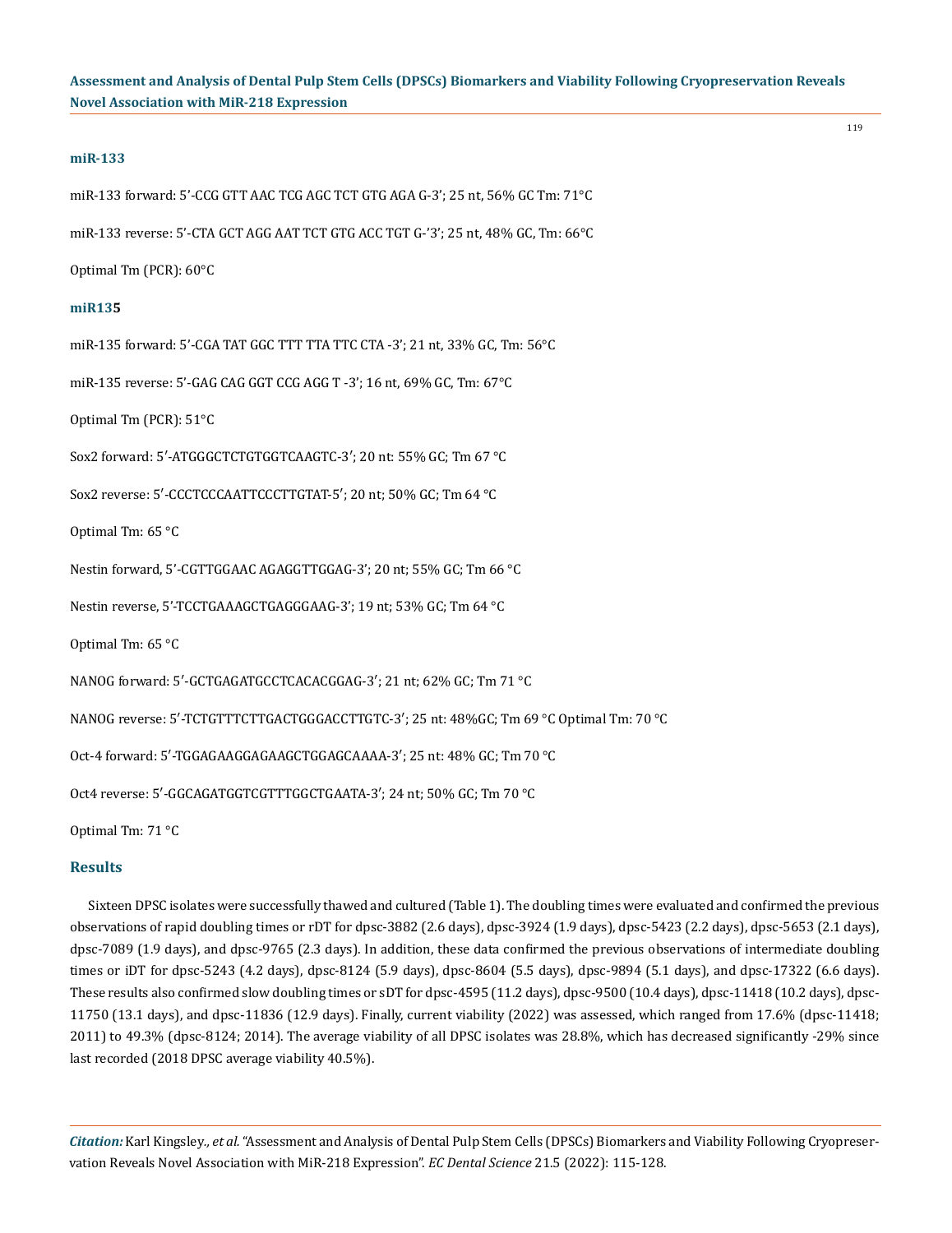### miR-133

miR-133 forward: 5'-CCG GTT AAC TCG AGC TCT GTG AGA G-3'; 25 nt, 56% GC Tm: 71°C

miR-133 reverse: 5'-CTA GCT AGG AAT TCT GTG ACC TGT G-'3'; 25 nt, 48% GC, Tm: 66°C

Optimal Tm (PCR): 60°C

### miR135

miR-135 forward: 5'-CGA TAT GGC TTT TTA TTC CTA -3'; 21 nt, 33% GC, Tm: 56°C

miR-135 reverse: 5'-GAG CAG GGT CCG AGG T -3'; 16 nt, 69% GC, Tm: 67°C

Optimal Tm (PCR): 51°C

Sox2 forward: 5′-ATGGGCTCTGTGGTCAAGTC-3′; 20 nt: 55% GC; Tm 67 °C

Sox2 reverse: 5′-CCCTCCCAATTCCCTTGTAT-5′; 20 nt; 50% GC; Tm 64 °C

Optimal Tm: 65 °C

Nestin forward, 5′-CGTTGGAAC AGAGGTTGGAG-3′; 20 nt; 55% GC; Tm 66 °C

Nestin reverse, 5′-TCCTGAAAGCTGAGGGAAG-3′; 19 nt; 53% GC; Tm 64 °C

Optimal Tm: 65 °C

NANOG forward: 5′-GCTGAGATGCCTCACACGGAG-3′; 21 nt; 62% GC; Tm 71 °C

NANOG reverse: 5′-TCTGTTTCTTGACTGGGACCTTGTC-3′; 25 nt: 48%GC; Tm 69 °C Optimal Tm: 70 °C

Oct-4 forward: 5′-TGGAGAAGGAGAAGCTGGAGCAAAA-3′; 25 nt: 48% GC; Tm 70 °C

Oct4 reverse: 5′-GGCAGATGGTCGTTTGGCTGAATA-3′; 24 nt; 50% GC; Tm 70 °C

Optimal Tm: 71 °C

## Results

Sixteen DPSC isolates were successfully thawed and cultured (Table 1). The doubling times were evaluated and confirmed the previous observations of rapid doubling times or rDT for dpsc-3882 (2.6 days), dpsc-3924 (1.9 days), dpsc-5423 (2.2 days), dpsc-5653 (2.1 days), dpsc-7089 (1.9 days), and dpsc-9765 (2.3 days). In addition, these data confirmed the previous observations of intermediate doubling times or iDT for dpsc-5243 (4.2 days), dpsc-8124 (5.9 days), dpsc-8604 (5.5 days), dpsc-9894 (5.1 days), and dpsc-17322 (6.6 days). These results also confirmed slow doubling times or sDT for dpsc-4595 (11.2 days), dpsc-9500 (10.4 days), dpsc-11418 (10.2 days), dpsc-11750 (13.1 days), and dpsc-11836 (12.9 days). Finally, current viability (2022) was assessed, which ranged from 17.6% (dpsc-11418; 2011) to 49.3% (dpsc-8124; 2014). The average viability of all DPSC isolates was 28.8%, which has decreased significantly -29% since last recorded (2018 DPSC average viability 40.5%).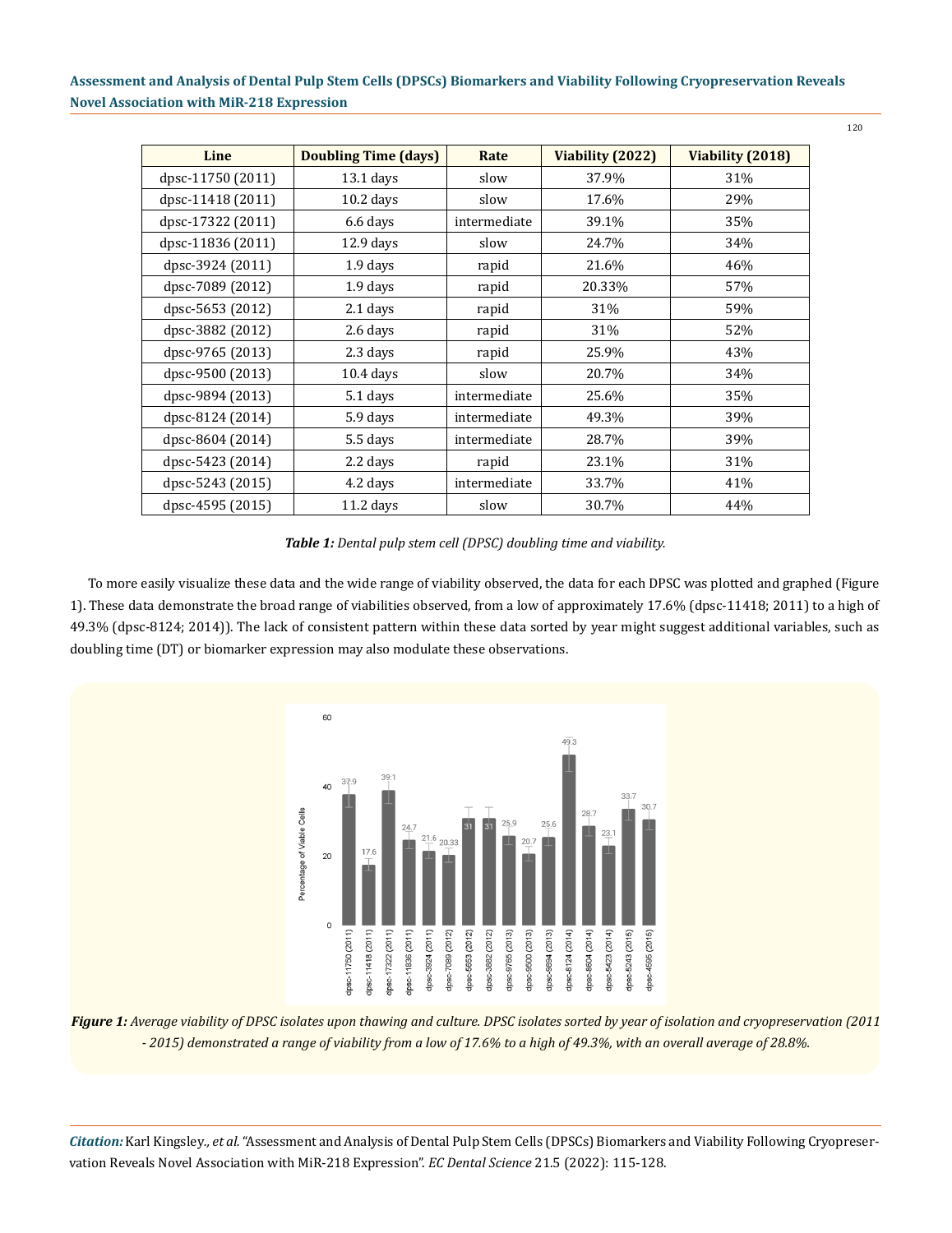| Line | Doubling Time (days) | Rate | Viability (2022) | Viability (2018) |
|---|---|---|---|---|
| dpsc-11750 (2011) | 13.1 days | slow | 37.9% | 31% |
| dpsc-11418 (2011) | 10.2 days | slow | 17.6% | 29% |
| dpsc-17322 (2011) | 6.6 days | intermediate | 39.1% | 35% |
| dpsc-11836 (2011) | 12.9 days | slow | 24.7% | 34% |
| dpsc-3924 (2011) | 1.9 days | rapid | 21.6% | 46% |
| dpsc-7089 (2012) | 1.9 days | rapid | 20.33% | 57% |
| dpsc-5653 (2012) | 2.1 days | rapid | 31% | 59% |
| dpsc-3882 (2012) | 2.6 days | rapid | 31% | 52% |
| dpsc-9765 (2013) | 2.3 days | rapid | 25.9% | 43% |
| dpsc-9500 (2013) | 10.4 days | slow | 20.7% | 34% |
| dpsc-9894 (2013) | 5.1 days | intermediate | 25.6% | 35% |
| dpsc-8124 (2014) | 5.9 days | intermediate | 49.3% | 39% |
| dpsc-8604 (2014) | 5.5 days | intermediate | 28.7% | 39% |
| dpsc-5423 (2014) | 2.2 days | rapid | 23.1% | 31% |
| dpsc-5243 (2015) | 4.2 days | intermediate | 33.7% | 41% |
| dpsc-4595 (2015) | 11.2 days | slow | 30.7% | 44% |

***Table 1:*** *Dental pulp stem cell (DPSC) doubling time and viability.*

To more easily visualize these data and the wide range of viability observed, the data for each DPSC was plotted and graphed (Figure 1). These data demonstrate the broad range of viabilities observed, from a low of approximately 17.6% (dpsc-11418; 2011) to a high of 49.3% (dpsc-8124; 2014)). The lack of consistent pattern within these data sorted by year might suggest additional variables, such as doubling time (DT) or biomarker expression may also modulate these observations.

***Figure 1:*** *Average viability of DPSC isolates upon thawing and culture. DPSC isolates sorted by year of isolation and cryopreservation (2011 - 2015) demonstrated a range of viability from a low of 17.6% to a high of 49.3%, with an overall average of 28.8%.*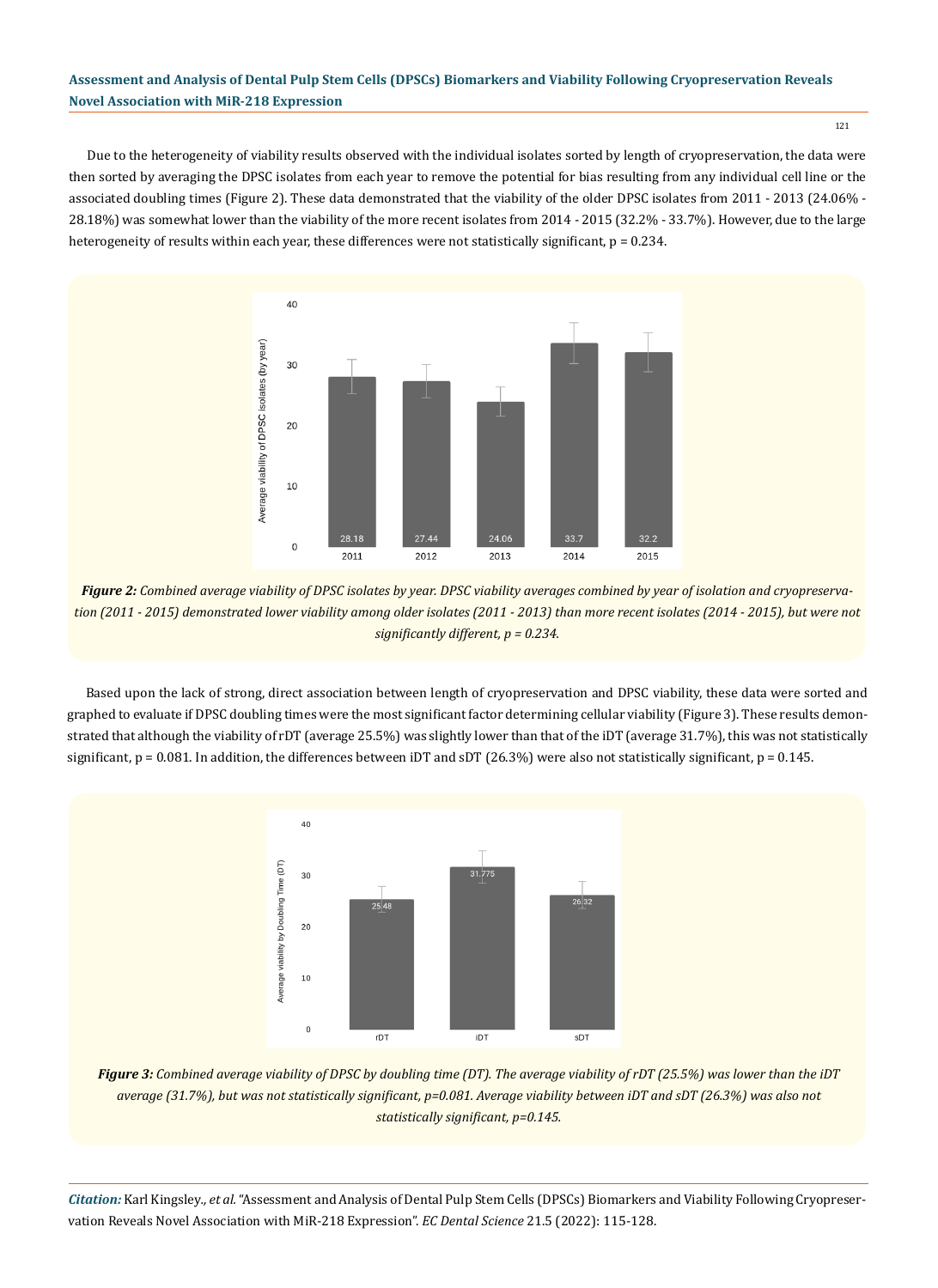Due to the heterogeneity of viability results observed with the individual isolates sorted by length of cryopreservation, the data were then sorted by averaging the DPSC isolates from each year to remove the potential for bias resulting from any individual cell line or the associated doubling times (Figure 2). These data demonstrated that the viability of the older DPSC isolates from 2011 - 2013 (24.06% - 28.18%) was somewhat lower than the viability of the more recent isolates from 2014 - 2015 (32.2% - 33.7%). However, due to the large heterogeneity of results within each year, these differences were not statistically significant, p = 0.234.

***Figure 2:*** *Combined average viability of DPSC isolates by year. DPSC viability averages combined by year of isolation and cryopreservation (2011 - 2015) demonstrated lower viability among older isolates (2011 - 2013) than more recent isolates (2014 - 2015), but were not significantly different, p = 0.234.*

Based upon the lack of strong, direct association between length of cryopreservation and DPSC viability, these data were sorted and graphed to evaluate if DPSC doubling times were the most significant factor determining cellular viability (Figure 3). These results demonstrated that although the viability of rDT (average 25.5%) was slightly lower than that of the iDT (average 31.7%), this was not statistically significant, p = 0.081. In addition, the differences between iDT and sDT (26.3%) were also not statistically significant, p = 0.145.

***Figure 3:*** *Combined average viability of DPSC by doubling time (DT). The average viability of rDT (25.5%) was lower than the iDT average (31.7%), but was not statistically significant, p=0.081. Average viability between iDT and sDT (26.3%) was also not statistically significant, p=0.145.*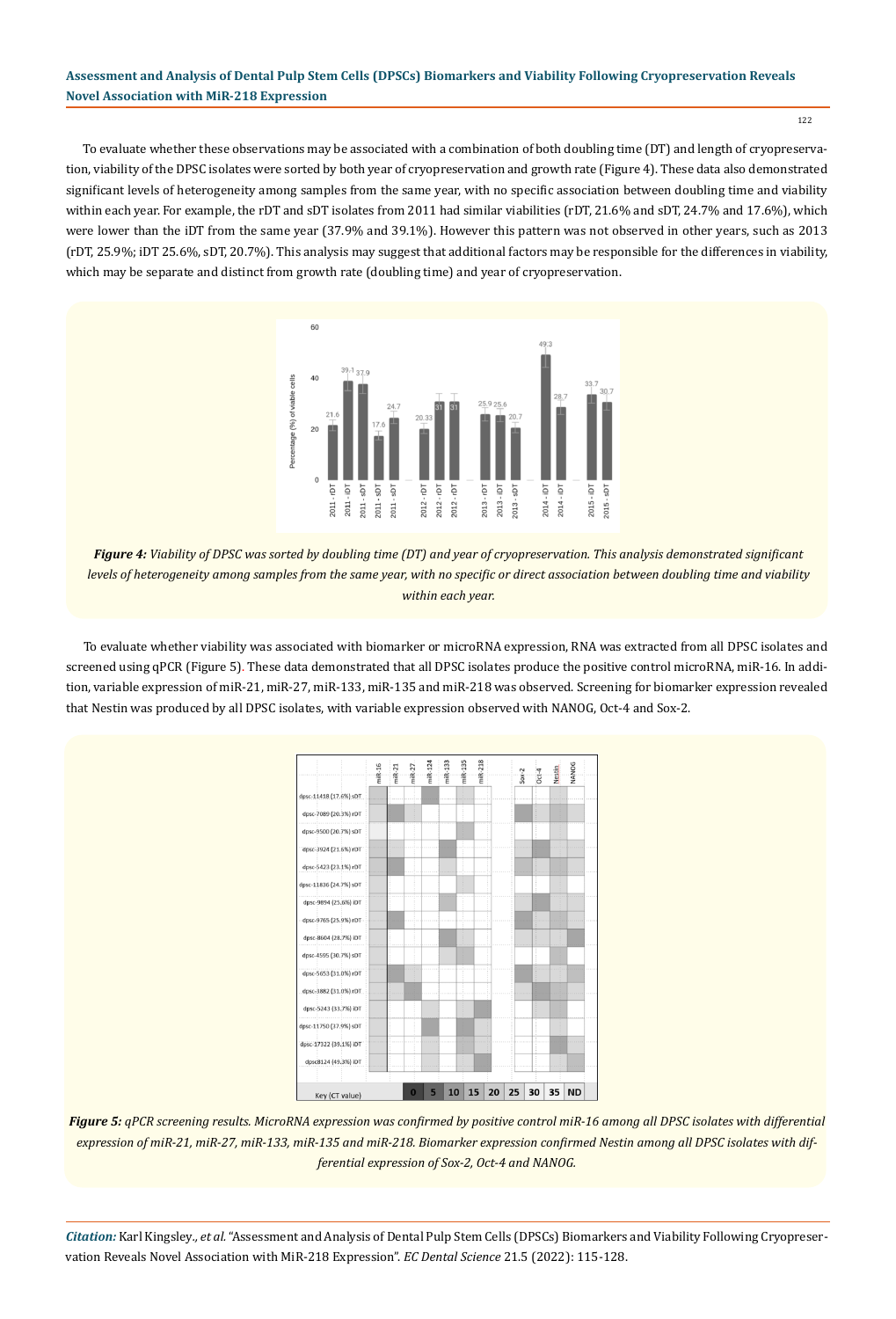To evaluate whether these observations may be associated with a combination of both doubling time (DT) and length of cryopreservation, viability of the DPSC isolates were sorted by both year of cryopreservation and growth rate (Figure 4). These data also demonstrated significant levels of heterogeneity among samples from the same year, with no specific association between doubling time and viability within each year. For example, the rDT and sDT isolates from 2011 had similar viabilities (rDT, 21.6% and sDT, 24.7% and 17.6%), which were lower than the iDT from the same year (37.9% and 39.1%). However this pattern was not observed in other years, such as 2013 (rDT, 25.9%; iDT 25.6%, sDT, 20.7%). This analysis may suggest that additional factors may be responsible for the differences in viability, which may be separate and distinct from growth rate (doubling time) and year of cryopreservation.

*Figure 4: Viability of DPSC was sorted by doubling time (DT) and year of cryopreservation. This analysis demonstrated significant levels of heterogeneity among samples from the same year, with no specific or direct association between doubling time and viability within each year.*

To evaluate whether viability was associated with biomarker or microRNA expression, RNA was extracted from all DPSC isolates and screened using qPCR (Figure 5). These data demonstrated that all DPSC isolates produce the positive control microRNA, miR-16. In addition, variable expression of miR-21, miR-27, miR-133, miR-135 and miR-218 was observed. Screening for biomarker expression revealed that Nestin was produced by all DPSC isolates, with variable expression observed with NANOG, Oct-4 and Sox-2.

*Figure 5: qPCR screening results. MicroRNA expression was confirmed by positive control miR-16 among all DPSC isolates with differential expression of miR-21, miR-27, miR-133, miR-135 and miR-218. Biomarker expression confirmed Nestin among all DPSC isolates with differential expression of Sox-2, Oct-4 and NANOG.*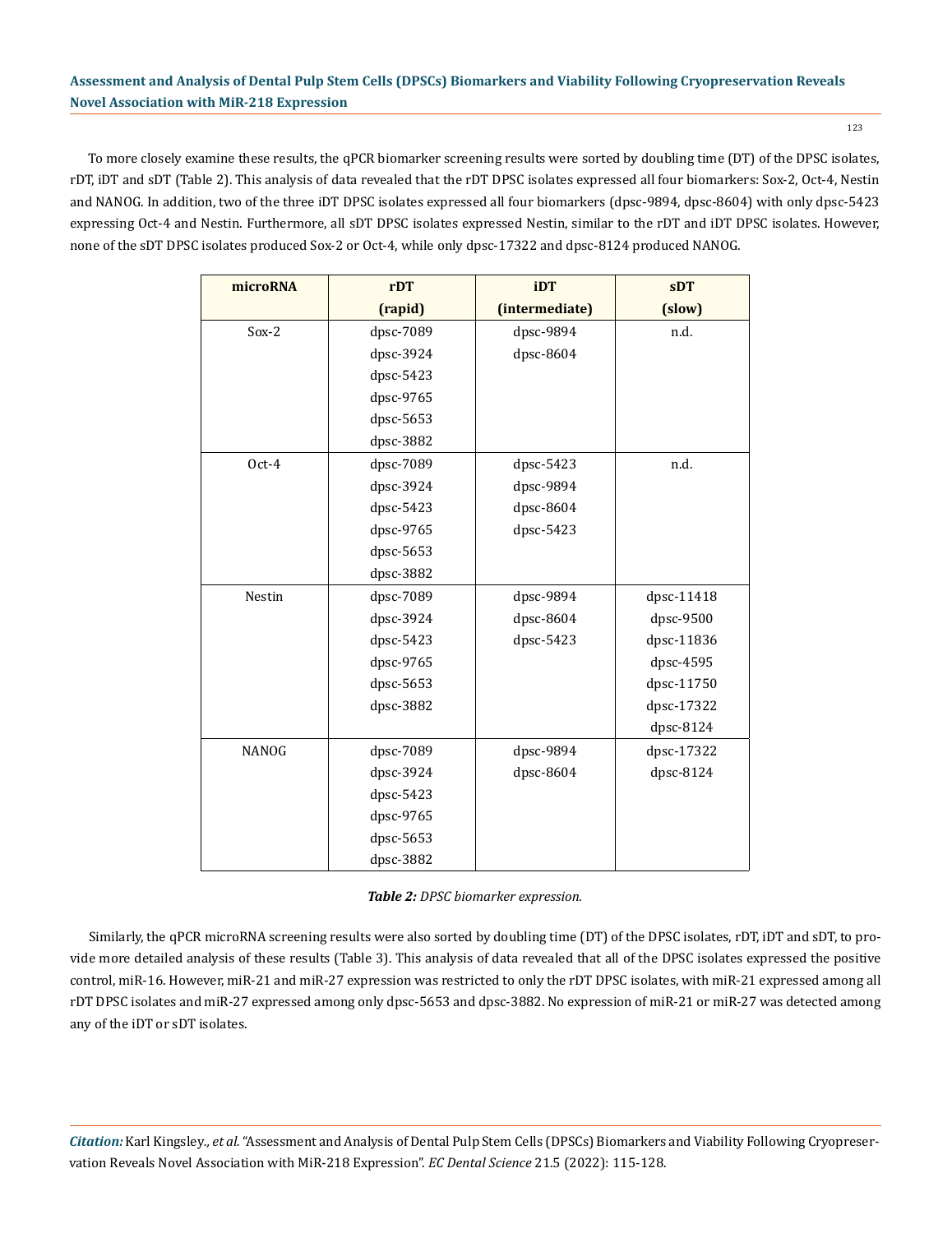To more closely examine these results, the qPCR biomarker screening results were sorted by doubling time (DT) of the DPSC isolates, rDT, iDT and sDT (Table 2). This analysis of data revealed that the rDT DPSC isolates expressed all four biomarkers: Sox-2, Oct-4, Nestin and NANOG. In addition, two of the three iDT DPSC isolates expressed all four biomarkers (dpsc-9894, dpsc-8604) with only dpsc-5423 expressing Oct-4 and Nestin. Furthermore, all sDT DPSC isolates expressed Nestin, similar to the rDT and iDT DPSC isolates. However, none of the sDT DPSC isolates produced Sox-2 or Oct-4, while only dpsc-17322 and dpsc-8124 produced NANOG.

| microRNA | rDT (rapid) | iDT (intermediate) | sDT (slow) |
|---|---|---|---|
| Sox-2 | dpsc-7089 | dpsc-9894 | n.d. |
| | dpsc-3924 | dpsc-8604 | |
| | dpsc-5423 | | |
| | dpsc-9765 | | |
| | dpsc-5653 | | |
| | dpsc-3882 | | |
| Oct-4 | dpsc-7089 | dpsc-5423 | n.d. |
| | dpsc-3924 | dpsc-9894 | |
| | dpsc-5423 | dpsc-8604 | |
| | dpsc-9765 | dpsc-5423 | |
| | dpsc-5653 | | |
| | dpsc-3882 | | |
| Nestin | dpsc-7089 | dpsc-9894 | dpsc-11418 |
| | dpsc-3924 | dpsc-8604 | dpsc-9500 |
| | dpsc-5423 | dpsc-5423 | dpsc-11836 |
| | dpsc-9765 | | dpsc-4595 |
| | dpsc-5653 | | dpsc-11750 |
| | dpsc-3882 | | dpsc-17322 |
| | | | dpsc-8124 |
| NANOG | dpsc-7089 | dpsc-9894 | dpsc-17322 |
| | dpsc-3924 | dpsc-8604 | dpsc-8124 |
| | dpsc-5423 | | |
| | dpsc-9765 | | |
| | dpsc-5653 | | |
| | dpsc-3882 | | |

***Table 2:*** *DPSC biomarker expression.*

Similarly, the qPCR microRNA screening results were also sorted by doubling time (DT) of the DPSC isolates, rDT, iDT and sDT, to provide more detailed analysis of these results (Table 3). This analysis of data revealed that all of the DPSC isolates expressed the positive control, miR-16. However, miR-21 and miR-27 expression was restricted to only the rDT DPSC isolates, with miR-21 expressed among all rDT DPSC isolates and miR-27 expressed among only dpsc-5653 and dpsc-3882. No expression of miR-21 or miR-27 was detected among any of the iDT or sDT isolates.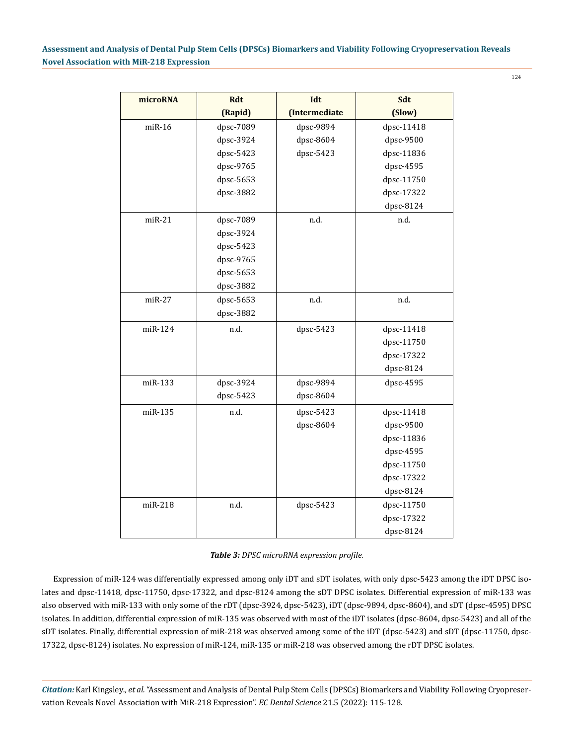| microRNA | Rdt (Rapid) | Idt (Intermediate | Sdt (Slow) |
|---|---|---|---|
| miR-16 | dpsc-7089<br>dpsc-3924<br>dpsc-5423<br>dpsc-9765<br>dpsc-5653<br>dpsc-3882 | dpsc-9894<br>dpsc-8604<br>dpsc-5423 | dpsc-11418<br>dpsc-9500<br>dpsc-11836<br>dpsc-4595<br>dpsc-11750<br>dpsc-17322<br>dpsc-8124 |
| miR-21 | dpsc-7089<br>dpsc-3924<br>dpsc-5423<br>dpsc-9765<br>dpsc-5653<br>dpsc-3882 | n.d. | n.d. |
| miR-27 | dpsc-5653<br>dpsc-3882 | n.d. | n.d. |
| miR-124 | n.d. | dpsc-5423 | dpsc-11418<br>dpsc-11750<br>dpsc-17322<br>dpsc-8124 |
| miR-133 | dpsc-3924<br>dpsc-5423 | dpsc-9894<br>dpsc-8604 | dpsc-4595 |
| miR-135 | n.d. | dpsc-5423<br>dpsc-8604 | dpsc-11418<br>dpsc-9500<br>dpsc-11836<br>dpsc-4595<br>dpsc-11750<br>dpsc-17322<br>dpsc-8124 |
| miR-218 | n.d. | dpsc-5423 | dpsc-11750<br>dpsc-17322<br>dpsc-8124 |

***Table 3:*** *DPSC microRNA expression profile.*

Expression of miR-124 was differentially expressed among only iDT and sDT isolates, with only dpsc-5423 among the iDT DPSC isolates and dpsc-11418, dpsc-11750, dpsc-17322, and dpsc-8124 among the sDT DPSC isolates. Differential expression of miR-133 was also observed with miR-133 with only some of the rDT (dpsc-3924, dpsc-5423), iDT (dpsc-9894, dpsc-8604), and sDT (dpsc-4595) DPSC isolates. In addition, differential expression of miR-135 was observed with most of the iDT isolates (dpsc-8604, dpsc-5423) and all of the sDT isolates. Finally, differential expression of miR-218 was observed among some of the iDT (dpsc-5423) and sDT (dpsc-11750, dpsc-17322, dpsc-8124) isolates. No expression of miR-124, miR-135 or miR-218 was observed among the rDT DPSC isolates.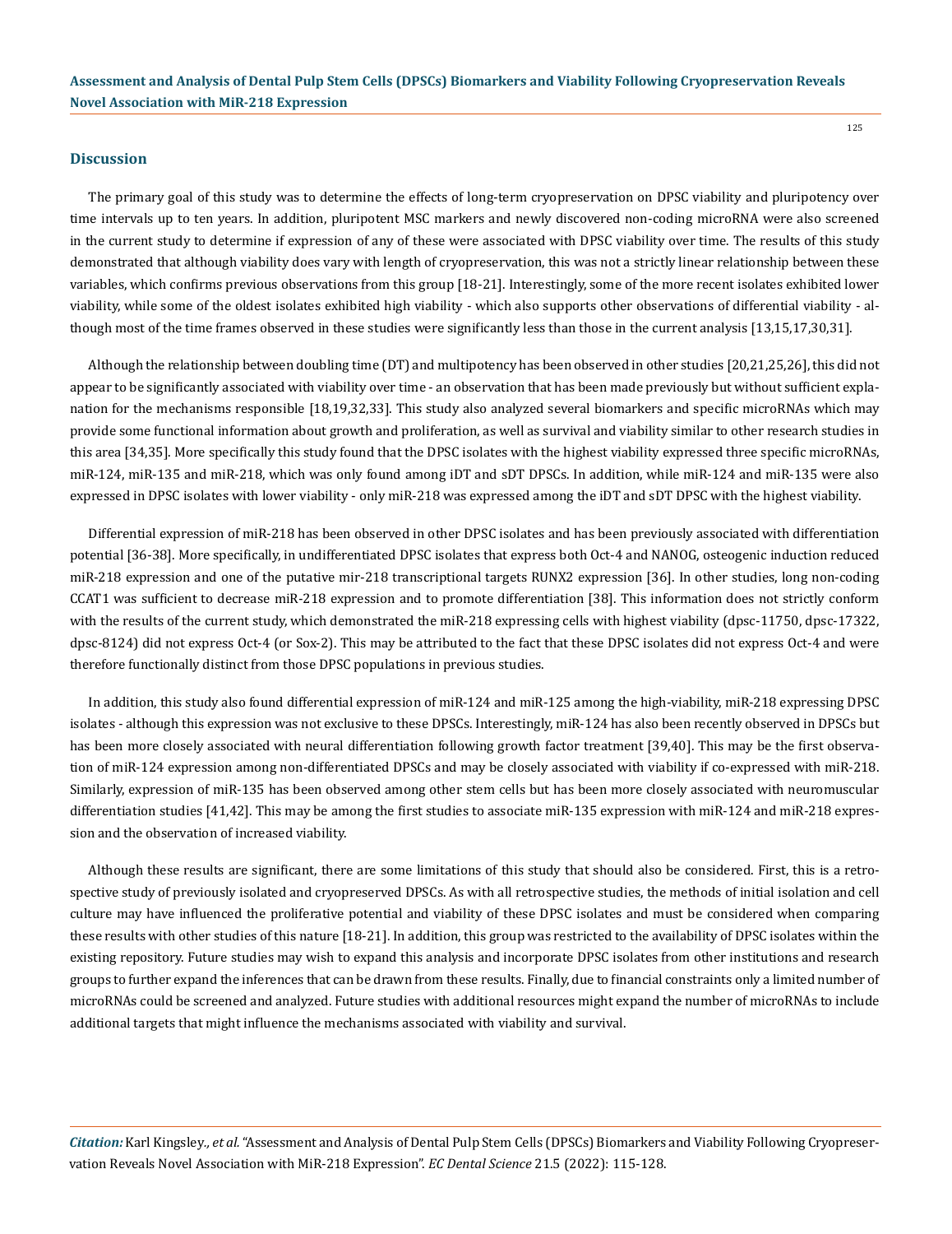## Discussion

The primary goal of this study was to determine the effects of long-term cryopreservation on DPSC viability and pluripotency over time intervals up to ten years. In addition, pluripotent MSC markers and newly discovered non-coding microRNA were also screened in the current study to determine if expression of any of these were associated with DPSC viability over time. The results of this study demonstrated that although viability does vary with length of cryopreservation, this was not a strictly linear relationship between these variables, which confirms previous observations from this group [18-21]. Interestingly, some of the more recent isolates exhibited lower viability, while some of the oldest isolates exhibited high viability - which also supports other observations of differential viability - although most of the time frames observed in these studies were significantly less than those in the current analysis [13,15,17,30,31].

Although the relationship between doubling time (DT) and multipotency has been observed in other studies [20,21,25,26], this did not appear to be significantly associated with viability over time - an observation that has been made previously but without sufficient explanation for the mechanisms responsible [18,19,32,33]. This study also analyzed several biomarkers and specific microRNAs which may provide some functional information about growth and proliferation, as well as survival and viability similar to other research studies in this area [34,35]. More specifically this study found that the DPSC isolates with the highest viability expressed three specific microRNAs, miR-124, miR-135 and miR-218, which was only found among iDT and sDT DPSCs. In addition, while miR-124 and miR-135 were also expressed in DPSC isolates with lower viability - only miR-218 was expressed among the iDT and sDT DPSC with the highest viability.

Differential expression of miR-218 has been observed in other DPSC isolates and has been previously associated with differentiation potential [36-38]. More specifically, in undifferentiated DPSC isolates that express both Oct-4 and NANOG, osteogenic induction reduced miR-218 expression and one of the putative mir-218 transcriptional targets RUNX2 expression [36]. In other studies, long non-coding CCAT1 was sufficient to decrease miR-218 expression and to promote differentiation [38]. This information does not strictly conform with the results of the current study, which demonstrated the miR-218 expressing cells with highest viability (dpsc-11750, dpsc-17322, dpsc-8124) did not express Oct-4 (or Sox-2). This may be attributed to the fact that these DPSC isolates did not express Oct-4 and were therefore functionally distinct from those DPSC populations in previous studies.

In addition, this study also found differential expression of miR-124 and miR-125 among the high-viability, miR-218 expressing DPSC isolates - although this expression was not exclusive to these DPSCs. Interestingly, miR-124 has also been recently observed in DPSCs but has been more closely associated with neural differentiation following growth factor treatment [39,40]. This may be the first observation of miR-124 expression among non-differentiated DPSCs and may be closely associated with viability if co-expressed with miR-218. Similarly, expression of miR-135 has been observed among other stem cells but has been more closely associated with neuromuscular differentiation studies [41,42]. This may be among the first studies to associate miR-135 expression with miR-124 and miR-218 expression and the observation of increased viability.

Although these results are significant, there are some limitations of this study that should also be considered. First, this is a retrospective study of previously isolated and cryopreserved DPSCs. As with all retrospective studies, the methods of initial isolation and cell culture may have influenced the proliferative potential and viability of these DPSC isolates and must be considered when comparing these results with other studies of this nature [18-21]. In addition, this group was restricted to the availability of DPSC isolates within the existing repository. Future studies may wish to expand this analysis and incorporate DPSC isolates from other institutions and research groups to further expand the inferences that can be drawn from these results. Finally, due to financial constraints only a limited number of microRNAs could be screened and analyzed. Future studies with additional resources might expand the number of microRNAs to include additional targets that might influence the mechanisms associated with viability and survival.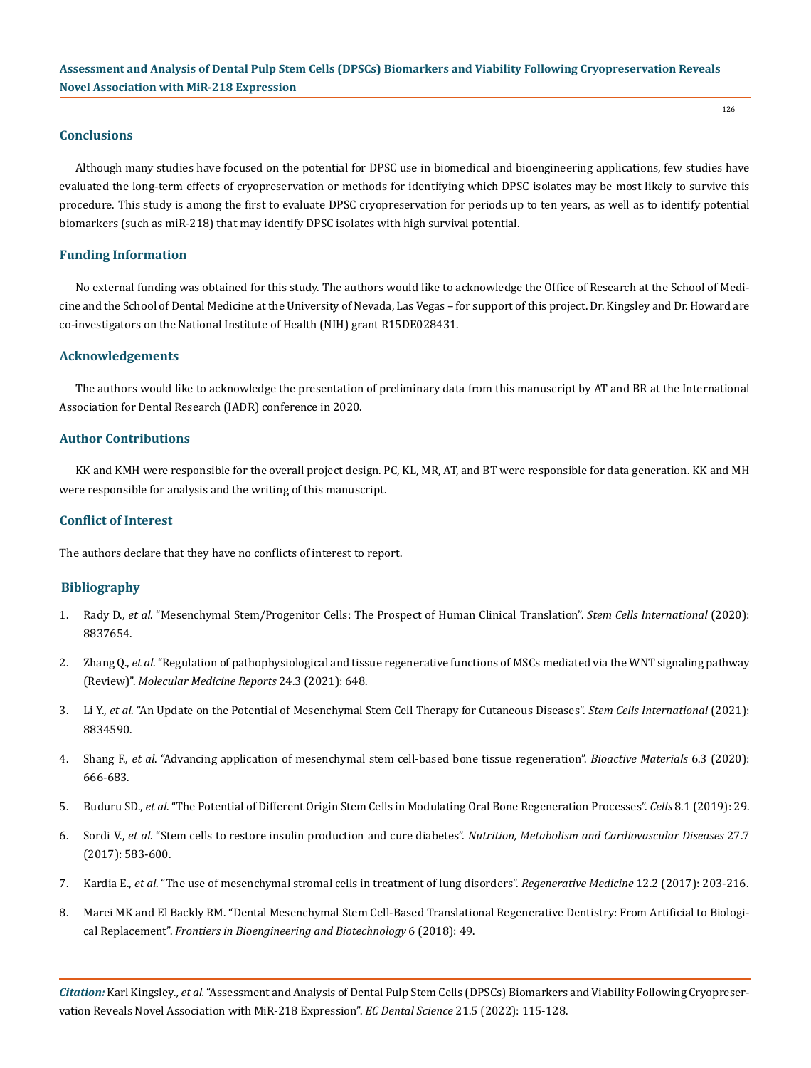## Conclusions

Although many studies have focused on the potential for DPSC use in biomedical and bioengineering applications, few studies have evaluated the long-term effects of cryopreservation or methods for identifying which DPSC isolates may be most likely to survive this procedure. This study is among the first to evaluate DPSC cryopreservation for periods up to ten years, as well as to identify potential biomarkers (such as miR-218) that may identify DPSC isolates with high survival potential.

## Funding Information

No external funding was obtained for this study. The authors would like to acknowledge the Office of Research at the School of Medicine and the School of Dental Medicine at the University of Nevada, Las Vegas – for support of this project. Dr. Kingsley and Dr. Howard are co-investigators on the National Institute of Health (NIH) grant R15DE028431.

## Acknowledgements

The authors would like to acknowledge the presentation of preliminary data from this manuscript by AT and BR at the International Association for Dental Research (IADR) conference in 2020.

## Author Contributions

KK and KMH were responsible for the overall project design. PC, KL, MR, AT, and BT were responsible for data generation. KK and MH were responsible for analysis and the writing of this manuscript.

## Conflict of Interest

The authors declare that they have no conflicts of interest to report.

## Bibliography

1. Rady D., *et al*. "Mesenchymal Stem/Progenitor Cells: The Prospect of Human Clinical Translation". *Stem Cells International* (2020): 8837654.
2. Zhang Q., *et al*. "Regulation of pathophysiological and tissue regenerative functions of MSCs mediated via the WNT signaling pathway (Review)". *Molecular Medicine Reports* 24.3 (2021): 648.
3. Li Y., *et al*. "An Update on the Potential of Mesenchymal Stem Cell Therapy for Cutaneous Diseases". *Stem Cells International* (2021): 8834590.
4. Shang F., *et al*. "Advancing application of mesenchymal stem cell-based bone tissue regeneration". *Bioactive Materials* 6.3 (2020): 666-683.
5. Buduru SD., *et al*. "The Potential of Different Origin Stem Cells in Modulating Oral Bone Regeneration Processes". *Cells* 8.1 (2019): 29.
6. Sordi V., *et al*. "Stem cells to restore insulin production and cure diabetes". *Nutrition, Metabolism and Cardiovascular Diseases* 27.7 (2017): 583-600.
7. Kardia E., *et al*. "The use of mesenchymal stromal cells in treatment of lung disorders". *Regenerative Medicine* 12.2 (2017): 203-216.
8. Marei MK and El Backly RM. "Dental Mesenchymal Stem Cell-Based Translational Regenerative Dentistry: From Artificial to Biological Replacement". *Frontiers in Bioengineering and Biotechnology* 6 (2018): 49.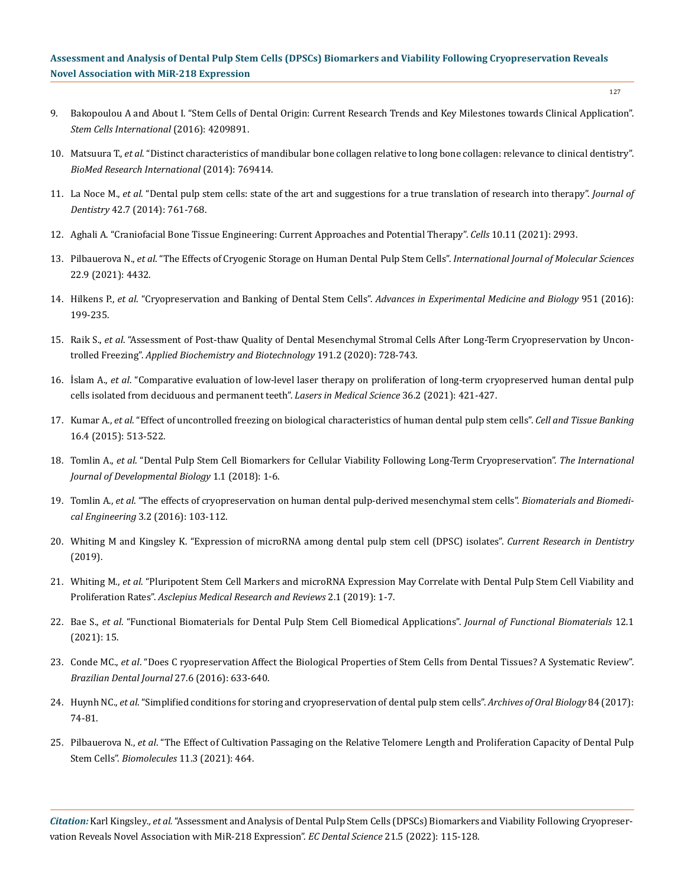9. Bakopoulou A and About I. "Stem Cells of Dental Origin: Current Research Trends and Key Milestones towards Clinical Application". *Stem Cells International* (2016): 4209891.

10. Matsuura T., *et al*. "Distinct characteristics of mandibular bone collagen relative to long bone collagen: relevance to clinical dentistry". *BioMed Research International* (2014): 769414.

11. La Noce M., *et al*. "Dental pulp stem cells: state of the art and suggestions for a true translation of research into therapy". *Journal of Dentistry* 42.7 (2014): 761-768.

12. Aghali A. "Craniofacial Bone Tissue Engineering: Current Approaches and Potential Therapy". *Cells* 10.11 (2021): 2993.

13. Pilbauerova N., *et al*. "The Effects of Cryogenic Storage on Human Dental Pulp Stem Cells". *International Journal of Molecular Sciences* 22.9 (2021): 4432.

14. Hilkens P., *et al*. "Cryopreservation and Banking of Dental Stem Cells". *Advances in Experimental Medicine and Biology* 951 (2016): 199-235.

15. Raik S., *et al*. "Assessment of Post-thaw Quality of Dental Mesenchymal Stromal Cells After Long-Term Cryopreservation by Uncontrolled Freezing". *Applied Biochemistry and Biotechnology* 191.2 (2020): 728-743.

16. İslam A., *et al*. "Comparative evaluation of low-level laser therapy on proliferation of long-term cryopreserved human dental pulp cells isolated from deciduous and permanent teeth". *Lasers in Medical Science* 36.2 (2021): 421-427.

17. Kumar A., *et al*. "Effect of uncontrolled freezing on biological characteristics of human dental pulp stem cells". *Cell and Tissue Banking* 16.4 (2015): 513-522.

18. Tomlin A., *et al*. "Dental Pulp Stem Cell Biomarkers for Cellular Viability Following Long-Term Cryopreservation". *The International Journal of Developmental Biology* 1.1 (2018): 1-6.

19. Tomlin A., *et al*. "The effects of cryopreservation on human dental pulp-derived mesenchymal stem cells". *Biomaterials and Biomedical Engineering* 3.2 (2016): 103-112.

20. Whiting M and Kingsley K. "Expression of microRNA among dental pulp stem cell (DPSC) isolates". *Current Research in Dentistry* (2019).

21. Whiting M., *et al*. "Pluripotent Stem Cell Markers and microRNA Expression May Correlate with Dental Pulp Stem Cell Viability and Proliferation Rates". *Asclepius Medical Research and Reviews* 2.1 (2019): 1-7.

22. Bae S., *et al*. "Functional Biomaterials for Dental Pulp Stem Cell Biomedical Applications". *Journal of Functional Biomaterials* 12.1 (2021): 15.

23. Conde MC., *et al*. "Does C ryopreservation Affect the Biological Properties of Stem Cells from Dental Tissues? A Systematic Review". *Brazilian Dental Journal* 27.6 (2016): 633-640.

24. Huynh NC., *et al*. "Simplified conditions for storing and cryopreservation of dental pulp stem cells". *Archives of Oral Biology* 84 (2017): 74-81.

25. Pilbauerova N., *et al*. "The Effect of Cultivation Passaging on the Relative Telomere Length and Proliferation Capacity of Dental Pulp Stem Cells". *Biomolecules* 11.3 (2021): 464.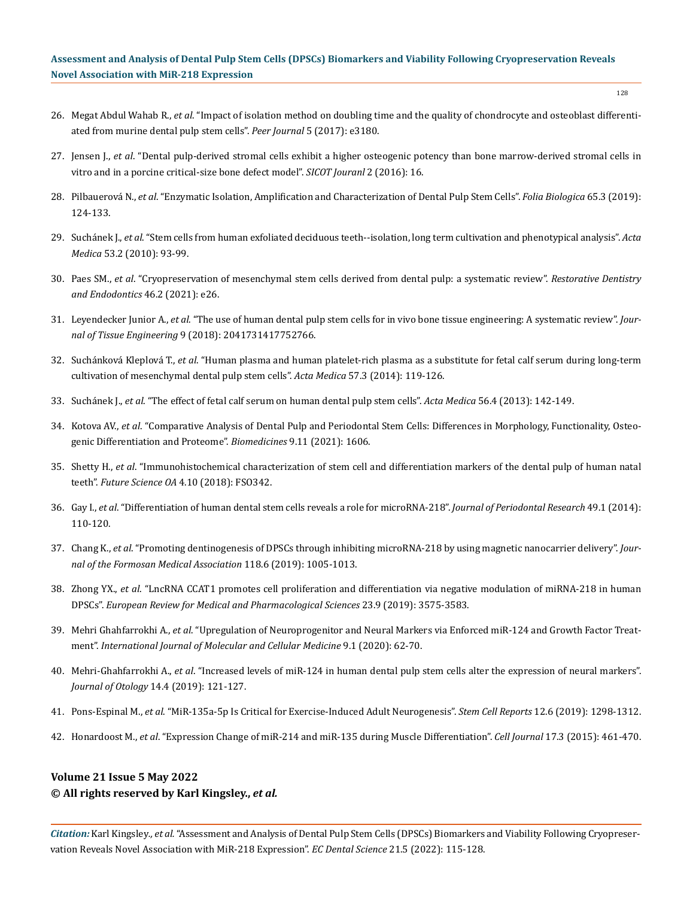26. Megat Abdul Wahab R., *et al*. "Impact of isolation method on doubling time and the quality of chondrocyte and osteoblast differentiated from murine dental pulp stem cells". *Peer Journal* 5 (2017): e3180.

27. Jensen J., *et al*. "Dental pulp-derived stromal cells exhibit a higher osteogenic potency than bone marrow-derived stromal cells in vitro and in a porcine critical-size bone defect model". *SICOT Jouranl* 2 (2016): 16.

28. Pilbauerová N., *et al*. "Enzymatic Isolation, Amplification and Characterization of Dental Pulp Stem Cells". *Folia Biologica* 65.3 (2019): 124-133.

29. Suchánek J., *et al*. "Stem cells from human exfoliated deciduous teeth--isolation, long term cultivation and phenotypical analysis". *Acta Medica* 53.2 (2010): 93-99.

30. Paes SM., *et al*. "Cryopreservation of mesenchymal stem cells derived from dental pulp: a systematic review". *Restorative Dentistry and Endodontics* 46.2 (2021): e26.

31. Leyendecker Junior A., *et al*. "The use of human dental pulp stem cells for in vivo bone tissue engineering: A systematic review". *Journal of Tissue Engineering* 9 (2018): 2041731417752766.

32. Suchánková Kleplová T., *et al*. "Human plasma and human platelet-rich plasma as a substitute for fetal calf serum during long-term cultivation of mesenchymal dental pulp stem cells". *Acta Medica* 57.3 (2014): 119-126.

33. Suchánek J., *et al*. "The effect of fetal calf serum on human dental pulp stem cells". *Acta Medica* 56.4 (2013): 142-149.

34. Kotova AV., *et al*. "Comparative Analysis of Dental Pulp and Periodontal Stem Cells: Differences in Morphology, Functionality, Osteogenic Differentiation and Proteome". *Biomedicines* 9.11 (2021): 1606.

35. Shetty H., *et al*. "Immunohistochemical characterization of stem cell and differentiation markers of the dental pulp of human natal teeth". *Future Science OA* 4.10 (2018): FSO342.

36. Gay I., *et al*. "Differentiation of human dental stem cells reveals a role for microRNA-218". *Journal of Periodontal Research* 49.1 (2014): 110-120.

37. Chang K., *et al*. "Promoting dentinogenesis of DPSCs through inhibiting microRNA-218 by using magnetic nanocarrier delivery". *Journal of the Formosan Medical Association* 118.6 (2019): 1005-1013.

38. Zhong YX., *et al*. "LncRNA CCAT1 promotes cell proliferation and differentiation via negative modulation of miRNA-218 in human DPSCs". *European Review for Medical and Pharmacological Sciences* 23.9 (2019): 3575-3583.

39. Mehri Ghahfarrokhi A., *et al*. "Upregulation of Neuroprogenitor and Neural Markers via Enforced miR-124 and Growth Factor Treatment". *International Journal of Molecular and Cellular Medicine* 9.1 (2020): 62-70.

40. Mehri-Ghahfarrokhi A., *et al*. "Increased levels of miR-124 in human dental pulp stem cells alter the expression of neural markers". *Journal of Otology* 14.4 (2019): 121-127.

41. Pons-Espinal M., *et al*. "MiR-135a-5p Is Critical for Exercise-Induced Adult Neurogenesis". *Stem Cell Reports* 12.6 (2019): 1298-1312.

42. Honardoost M., *et al*. "Expression Change of miR-214 and miR-135 during Muscle Differentiation". *Cell Journal* 17.3 (2015): 461-470.

**Volume 21 Issue 5 May 2022**
**© All rights reserved by Karl Kingsley., *et al.***